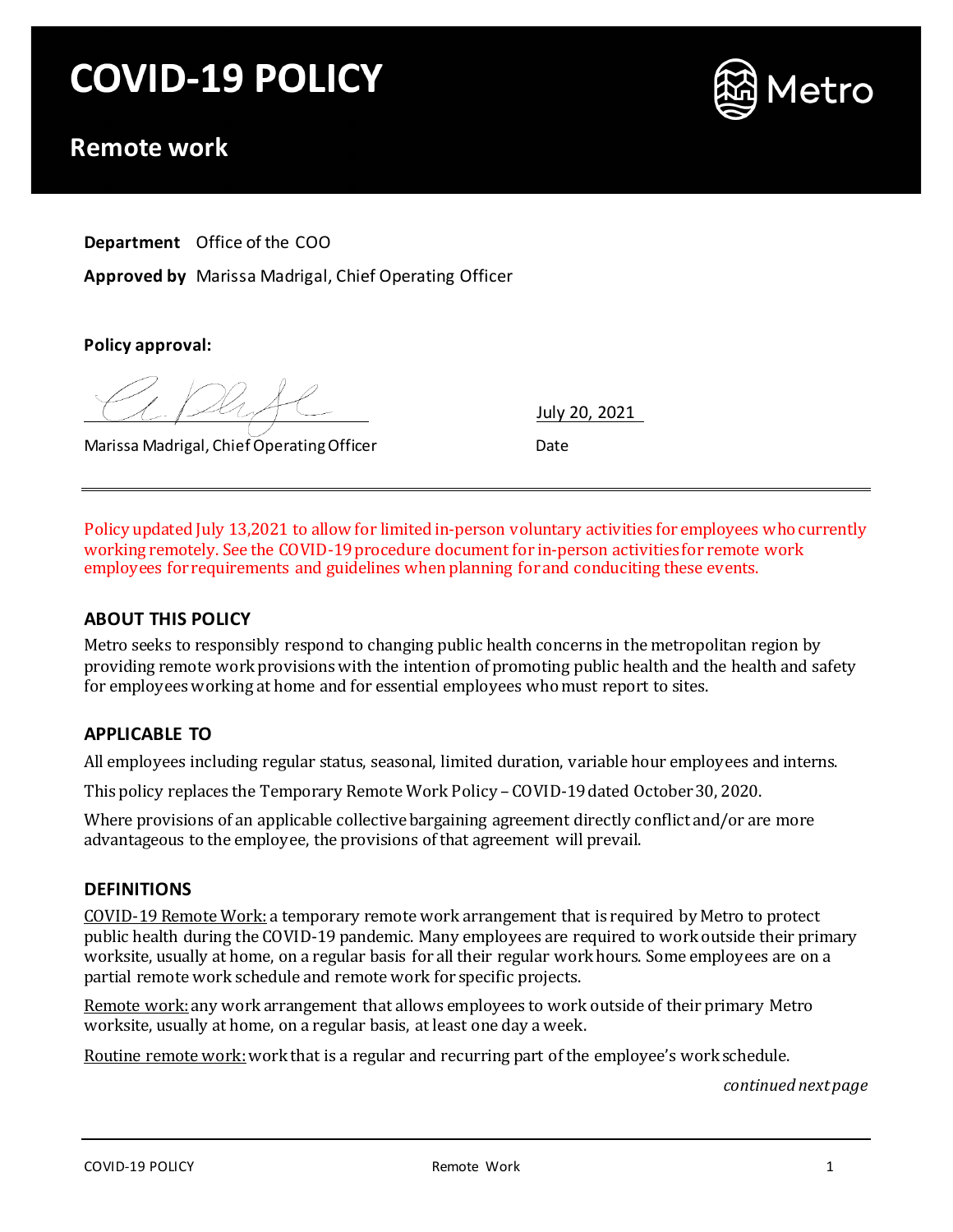# COVID-19 POLICY

## Remote work

**Department** Office of the COO

**Approved by** Marissa Madrigal, Chief Operating Officer

**Policy approval:**

Marissa Madrigal, Chief Operating Officer

July 20, 2021

Date

---

Policy updated July 13,2021 to allow for limited in-person voluntary activities for employees who currently working remotely. See the COVID-19 procedure document for in-person activities for remote work employees for requirements and guidelines when planning for and conduciting these events.

### ABOUT THIS POLICY

Metro seeks to responsibly respond to changing public health concerns in the metropolitan region by providing remote work provisions with the intention of promoting public health and the health and safety for employees working at home and for essential employees who must report to sites.

### APPLICABLE TO

All employees including regular status, seasonal, limited duration, variable hour employees and interns.

This policy replaces the Temporary Remote Work Policy – COVID-19 dated October 30, 2020.

Where provisions of an applicable collective bargaining agreement directly conflict and/or are more advantageous to the employee, the provisions of that agreement will prevail.

### DEFINITIONS

COVID-19 Remote Work: a temporary remote work arrangement that is required by Metro to protect public health during the COVID-19 pandemic. Many employees are required to work outside their primary worksite, usually at home, on a regular basis for all their regular work hours. Some employees are on a partial remote work schedule and remote work for specific projects.

Remote work: any work arrangement that allows employees to work outside of their primary Metro worksite, usually at home, on a regular basis, at least one day a week.

Routine remote work: work that is a regular and recurring part of the employee's work schedule.

*continued next page*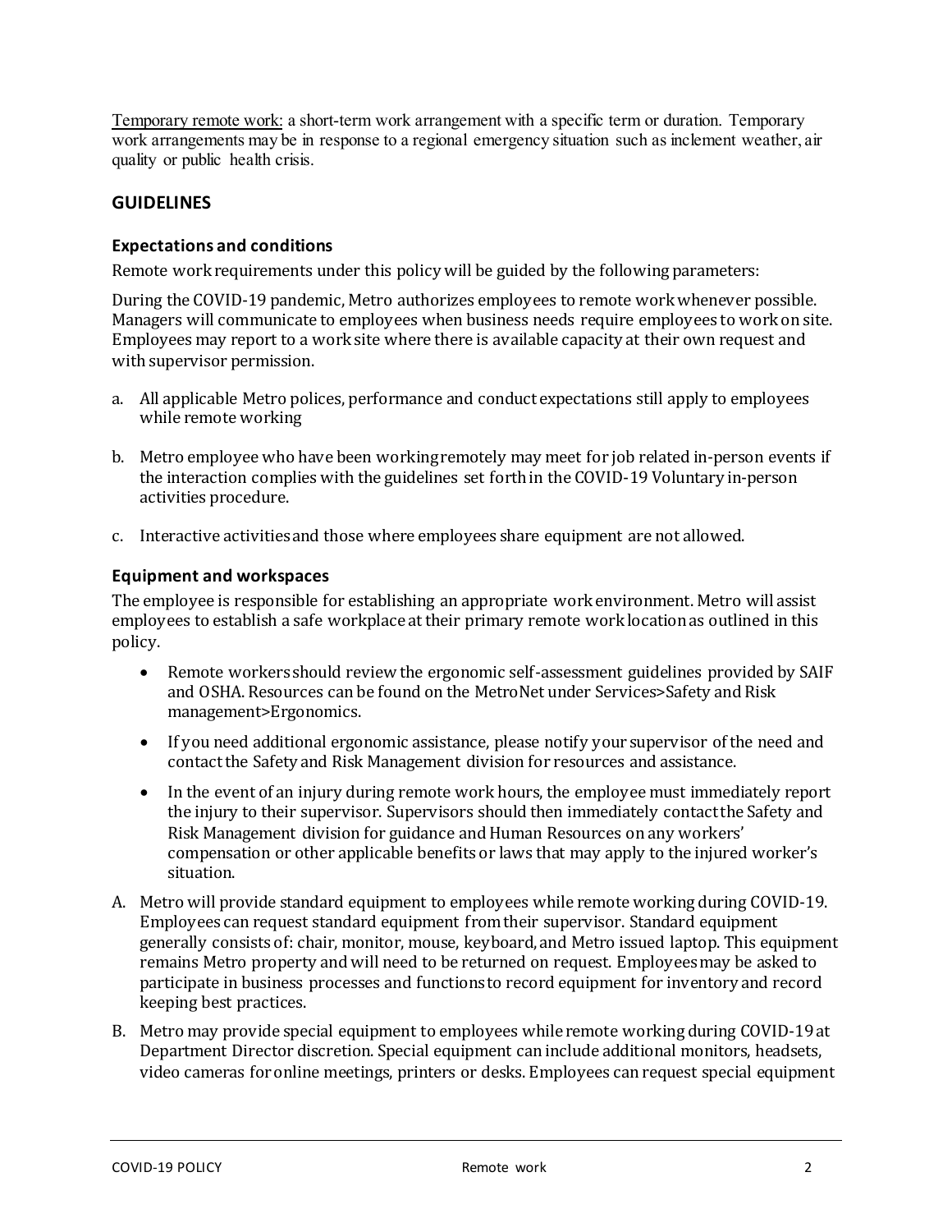Temporary remote work: a short-term work arrangement with a specific term or duration. Temporary work arrangements may be in response to a regional emergency situation such as inclement weather, air quality or public health crisis.

## GUIDELINES

### Expectations and conditions

Remote work requirements under this policy will be guided by the following parameters:

During the COVID-19 pandemic, Metro authorizes employees to remote work whenever possible. Managers will communicate to employees when business needs require employees to work on site. Employees may report to a work site where there is available capacity at their own request and with supervisor permission.

a. All applicable Metro polices, performance and conduct expectations still apply to employees while remote working

b. Metro employee who have been working remotely may meet for job related in-person events if the interaction complies with the guidelines set forth in the COVID-19 Voluntary in-person activities procedure.

c. Interactive activities and those where employees share equipment are not allowed.

### Equipment and workspaces

The employee is responsible for establishing an appropriate work environment. Metro will assist employees to establish a safe workplace at their primary remote work location as outlined in this policy.

- Remote workers should review the ergonomic self-assessment guidelines provided by SAIF and OSHA. Resources can be found on the MetroNet under Services>Safety and Risk management>Ergonomics.
- If you need additional ergonomic assistance, please notify your supervisor of the need and contact the Safety and Risk Management division for resources and assistance.
- In the event of an injury during remote work hours, the employee must immediately report the injury to their supervisor. Supervisors should then immediately contact the Safety and Risk Management division for guidance and Human Resources on any workers' compensation or other applicable benefits or laws that may apply to the injured worker's situation.

A. Metro will provide standard equipment to employees while remote working during COVID-19. Employees can request standard equipment from their supervisor. Standard equipment generally consists of: chair, monitor, mouse, keyboard, and Metro issued laptop. This equipment remains Metro property and will need to be returned on request. Employees may be asked to participate in business processes and functions to record equipment for inventory and record keeping best practices.

B. Metro may provide special equipment to employees while remote working during COVID-19 at Department Director discretion. Special equipment can include additional monitors, headsets, video cameras for online meetings, printers or desks. Employees can request special equipment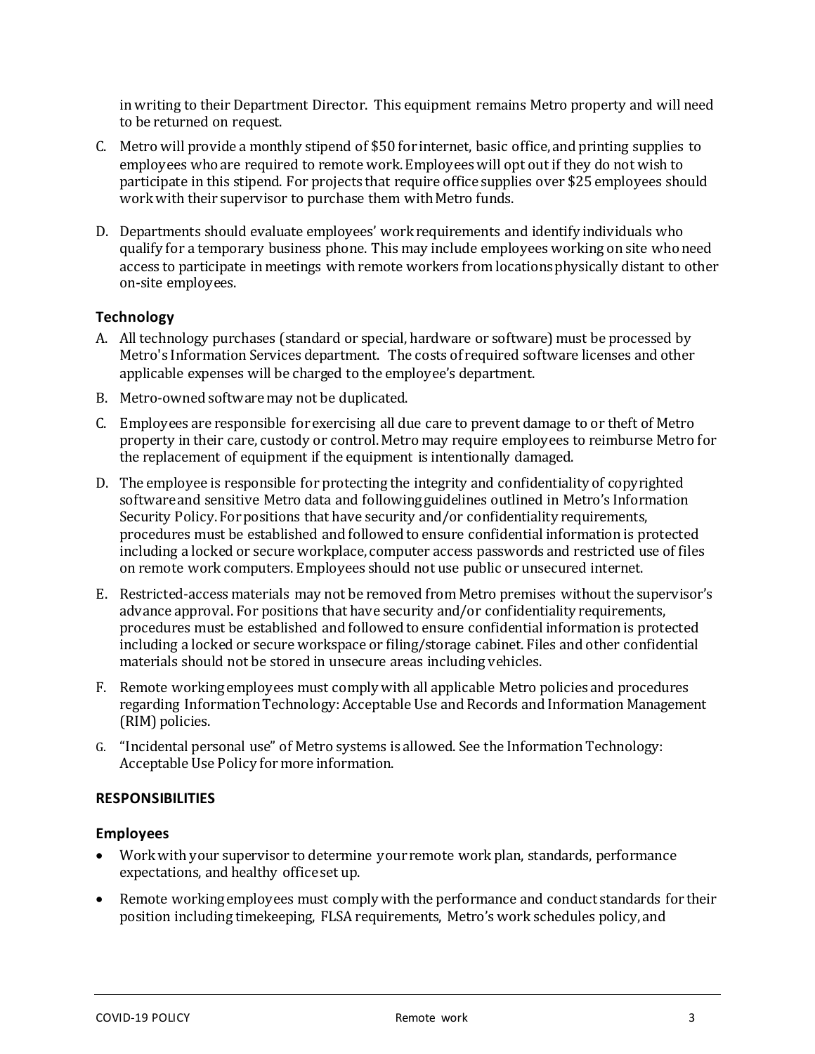in writing to their Department Director. This equipment remains Metro property and will need to be returned on request.

C. Metro will provide a monthly stipend of $50 for internet, basic office, and printing supplies to employees who are required to remote work. Employees will opt out if they do not wish to participate in this stipend. For projects that require office supplies over $25 employees should work with their supervisor to purchase them with Metro funds.

D. Departments should evaluate employees' work requirements and identify individuals who qualify for a temporary business phone. This may include employees working on site who need access to participate in meetings with remote workers from locations physically distant to other on-site employees.

### Technology

A. All technology purchases (standard or special, hardware or software) must be processed by Metro's Information Services department. The costs of required software licenses and other applicable expenses will be charged to the employee's department.

B. Metro-owned software may not be duplicated.

C. Employees are responsible for exercising all due care to prevent damage to or theft of Metro property in their care, custody or control. Metro may require employees to reimburse Metro for the replacement of equipment if the equipment is intentionally damaged.

D. The employee is responsible for protecting the integrity and confidentiality of copyrighted software and sensitive Metro data and following guidelines outlined in Metro's Information Security Policy. For positions that have security and/or confidentiality requirements, procedures must be established and followed to ensure confidential information is protected including a locked or secure workplace, computer access passwords and restricted use of files on remote work computers. Employees should not use public or unsecured internet.

E. Restricted-access materials may not be removed from Metro premises without the supervisor's advance approval. For positions that have security and/or confidentiality requirements, procedures must be established and followed to ensure confidential information is protected including a locked or secure workspace or filing/storage cabinet. Files and other confidential materials should not be stored in unsecure areas including vehicles.

F. Remote working employees must comply with all applicable Metro policies and procedures regarding Information Technology: Acceptable Use and Records and Information Management (RIM) policies.

G. "Incidental personal use" of Metro systems is allowed. See the Information Technology: Acceptable Use Policy for more information.

## RESPONSIBILITIES

### Employees

- Work with your supervisor to determine your remote work plan, standards, performance expectations, and healthy office set up.
- Remote working employees must comply with the performance and conduct standards for their position including timekeeping, FLSA requirements, Metro's work schedules policy, and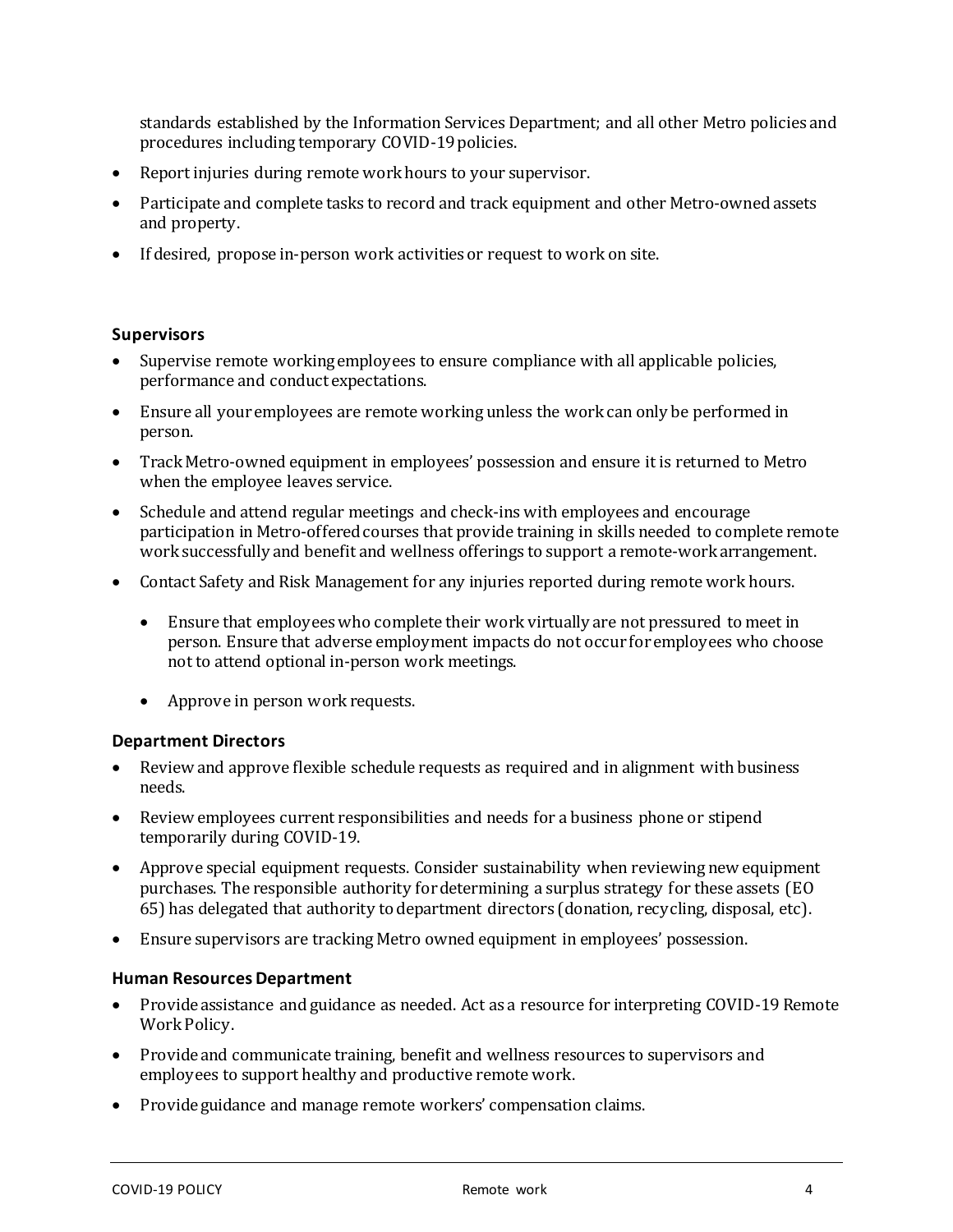standards established by the Information Services Department; and all other Metro policies and procedures including temporary COVID-19 policies.

- Report injuries during remote work hours to your supervisor.
- Participate and complete tasks to record and track equipment and other Metro-owned assets and property.
- If desired, propose in-person work activities or request to work on site.

### Supervisors

- Supervise remote working employees to ensure compliance with all applicable policies, performance and conduct expectations.
- Ensure all your employees are remote working unless the work can only be performed in person.
- Track Metro-owned equipment in employees' possession and ensure it is returned to Metro when the employee leaves service.
- Schedule and attend regular meetings and check-ins with employees and encourage participation in Metro-offered courses that provide training in skills needed to complete remote work successfully and benefit and wellness offerings to support a remote-work arrangement.
- Contact Safety and Risk Management for any injuries reported during remote work hours.
    - Ensure that employees who complete their work virtually are not pressured to meet in person. Ensure that adverse employment impacts do not occur for employees who choose not to attend optional in-person work meetings.
    - Approve in person work requests.

### Department Directors

- Review and approve flexible schedule requests as required and in alignment with business needs.
- Review employees current responsibilities and needs for a business phone or stipend temporarily during COVID-19.
- Approve special equipment requests. Consider sustainability when reviewing new equipment purchases. The responsible authority for determining a surplus strategy for these assets (EO 65) has delegated that authority to department directors (donation, recycling, disposal, etc).
- Ensure supervisors are tracking Metro owned equipment in employees' possession.

### Human Resources Department

- Provide assistance and guidance as needed. Act as a resource for interpreting COVID-19 Remote Work Policy.
- Provide and communicate training, benefit and wellness resources to supervisors and employees to support healthy and productive remote work.
- Provide guidance and manage remote workers' compensation claims.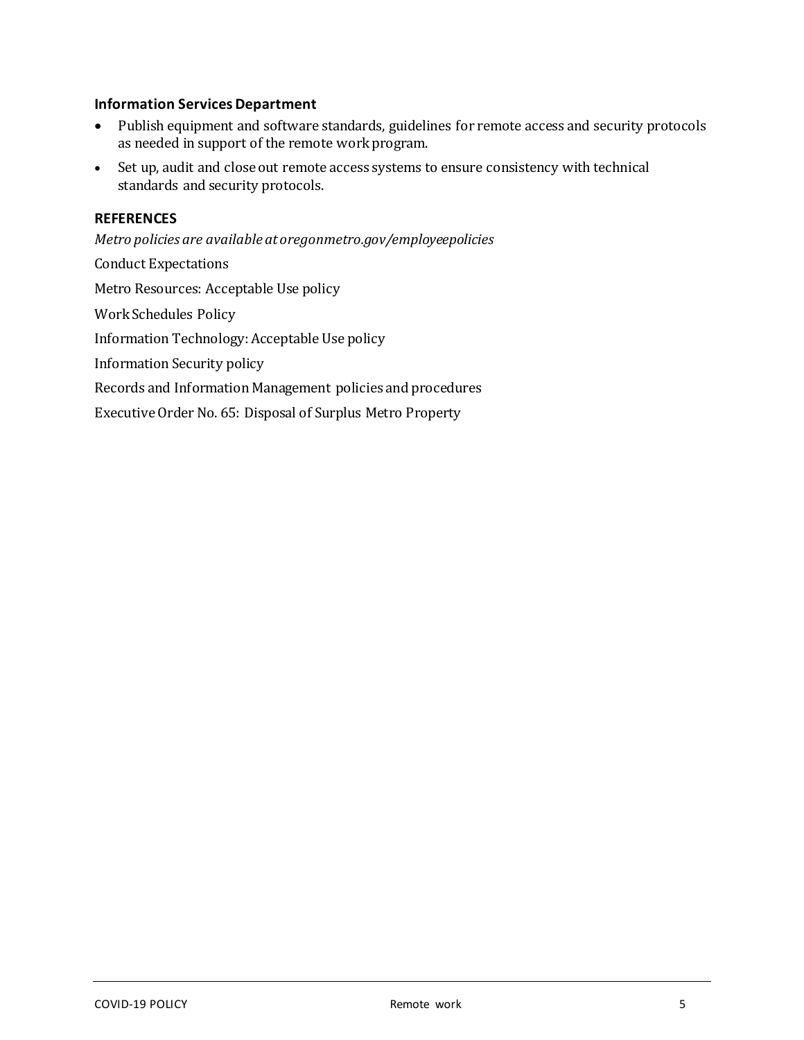### Information Services Department

- Publish equipment and software standards, guidelines for remote access and security protocols as needed in support of the remote work program.
- Set up, audit and close out remote access systems to ensure consistency with technical standards and security protocols.

## REFERENCES

*Metro policies are available at oregonmetro.gov/employeepolicies*

Conduct Expectations

Metro Resources: Acceptable Use policy

Work Schedules Policy

Information Technology: Acceptable Use policy

Information Security policy

Records and Information Management policies and procedures

Executive Order No. 65: Disposal of Surplus Metro Property